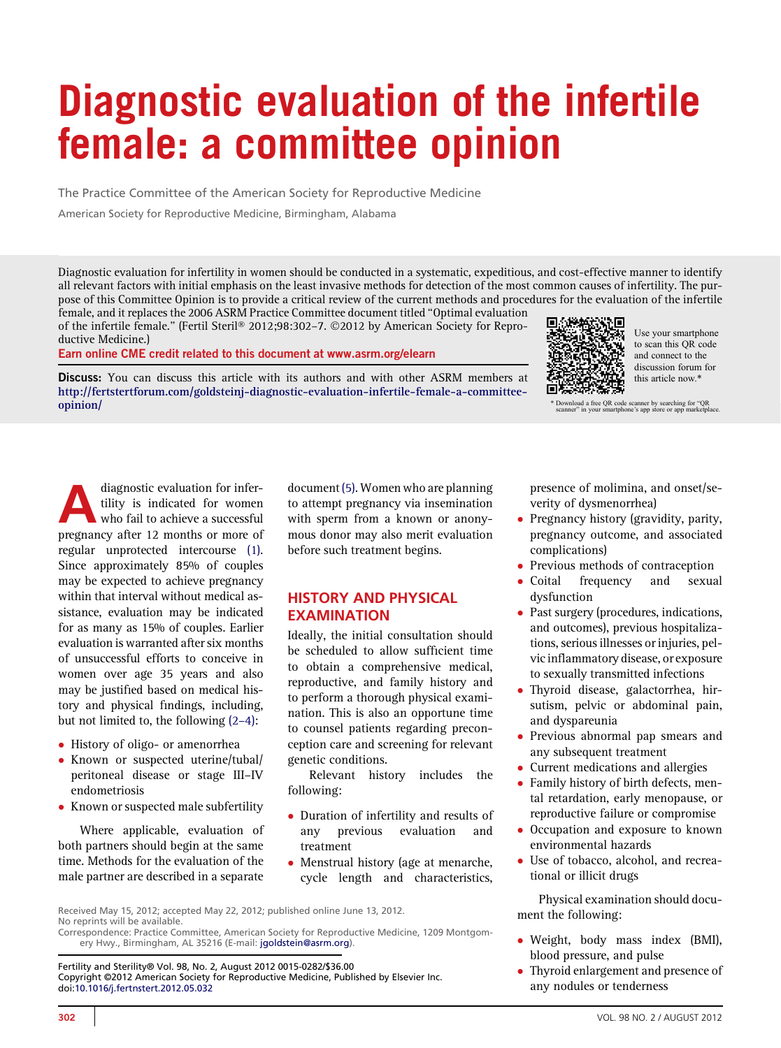# Diagnostic evaluation of the infertile female: a committee opinion

The Practice Committee of the American Society for Reproductive Medicine

American Society for Reproductive Medicine, Birmingham, Alabama

Diagnostic evaluation for infertility in women should be conducted in a systematic, expeditious, and cost-effective manner to identify all relevant factors with initial emphasis on the least invasive methods for detection of the most common causes of infertility. The purpose of this Committee Opinion is to provide a critical review of the current methods and procedures for the evaluation of the infertile female, and it replaces the 2006 ASRM Practice Committee document titled "Optimal evaluation of the infertile female." (Fertil Steril® 2012;98:302–7. ©2012 by American Society for Reproductive Medicine.)

Earn online CME credit related to this document at www.asrm.org/elearn

**Discuss:** You can discuss this article with its authors and with other ASRM members at http://fertstertforum.com/goldsteinj-diagnostic-evaluation-infertile-female-a-committee-opinion/

Use your smartphone to scan this QR code and connect to the discussion forum for this article now.*

\* Download a free QR code scanner by searching for "QR scanner" in your smartphone's app store or app marketplace.

A diagnostic evaluation for infertility is indicated for women who fail to achieve a successful pregnancy after 12 months or more of regular unprotected intercourse (1). Since approximately 85% of couples may be expected to achieve pregnancy within that interval without medical assistance, evaluation may be indicated for as many as 15% of couples. Earlier evaluation is warranted after six months of unsuccessful efforts to conceive in women over age 35 years and also may be justified based on medical history and physical findings, including, but not limited to, the following (2–4):

- History of oligo- or amenorrhea
- Known or suspected uterine/tubal/peritoneal disease or stage III–IV endometriosis
- Known or suspected male subfertility

Where applicable, evaluation of both partners should begin at the same time. Methods for the evaluation of the male partner are described in a separate document (5). Women who are planning to attempt pregnancy via insemination with sperm from a known or anonymous donor may also merit evaluation before such treatment begins.

## HISTORY AND PHYSICAL EXAMINATION

Ideally, the initial consultation should be scheduled to allow sufficient time to obtain a comprehensive medical, reproductive, and family history and to perform a thorough physical examination. This is also an opportune time to counsel patients regarding preconception care and screening for relevant genetic conditions.

Relevant history includes the following:

- Duration of infertility and results of any previous evaluation and treatment
- Menstrual history (age at menarche, cycle length and characteristics, presence of molimina, and onset/severity of dysmenorrhea)
- Pregnancy history (gravidity, parity, pregnancy outcome, and associated complications)
- Previous methods of contraception
- Coital frequency and sexual dysfunction
- Past surgery (procedures, indications, and outcomes), previous hospitalizations, serious illnesses or injuries, pelvic inflammatory disease, or exposure to sexually transmitted infections
- Thyroid disease, galactorrhea, hirsutism, pelvic or abdominal pain, and dyspareunia
- Previous abnormal pap smears and any subsequent treatment
- Current medications and allergies
- Family history of birth defects, mental retardation, early menopause, or reproductive failure or compromise
- Occupation and exposure to known environmental hazards
- Use of tobacco, alcohol, and recreational or illicit drugs

Physical examination should document the following:

- Weight, body mass index (BMI), blood pressure, and pulse
- Thyroid enlargement and presence of any nodules or tenderness

Received May 15, 2012; accepted May 22, 2012; published online June 13, 2012.
No reprints will be available.
Correspondence: Practice Committee, American Society for Reproductive Medicine, 1209 Montgomery Hwy., Birmingham, AL 35216 (E-mail: jgoldstein@asrm.org).

Fertility and Sterility® Vol. 98, No. 2, August 2012 0015-0282/$36.00
Copyright ©2012 American Society for Reproductive Medicine, Published by Elsevier Inc.
doi:10.1016/j.fertnstert.2012.05.032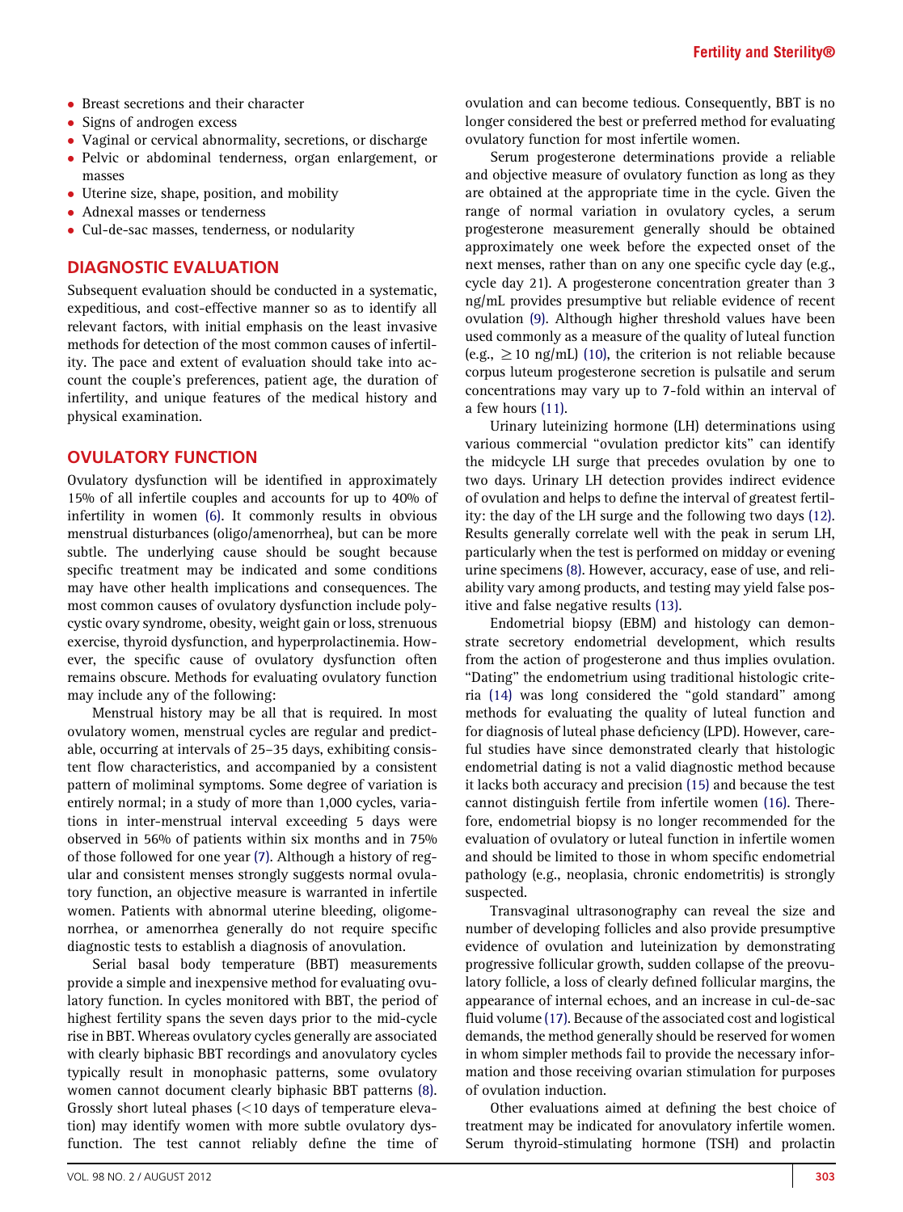- Breast secretions and their character
- Signs of androgen excess
- Vaginal or cervical abnormality, secretions, or discharge
- Pelvic or abdominal tenderness, organ enlargement, or masses
- Uterine size, shape, position, and mobility
- Adnexal masses or tenderness
- Cul-de-sac masses, tenderness, or nodularity

## DIAGNOSTIC EVALUATION

Subsequent evaluation should be conducted in a systematic, expeditious, and cost-effective manner so as to identify all relevant factors, with initial emphasis on the least invasive methods for detection of the most common causes of infertility. The pace and extent of evaluation should take into account the couple's preferences, patient age, the duration of infertility, and unique features of the medical history and physical examination.

## OVULATORY FUNCTION

Ovulatory dysfunction will be identified in approximately 15% of all infertile couples and accounts for up to 40% of infertility in women (6). It commonly results in obvious menstrual disturbances (oligo/amenorrhea), but can be more subtle. The underlying cause should be sought because specific treatment may be indicated and some conditions may have other health implications and consequences. The most common causes of ovulatory dysfunction include polycystic ovary syndrome, obesity, weight gain or loss, strenuous exercise, thyroid dysfunction, and hyperprolactinemia. However, the specific cause of ovulatory dysfunction often remains obscure. Methods for evaluating ovulatory function may include any of the following:

Menstrual history may be all that is required. In most ovulatory women, menstrual cycles are regular and predictable, occurring at intervals of 25–35 days, exhibiting consistent flow characteristics, and accompanied by a consistent pattern of moliminal symptoms. Some degree of variation is entirely normal; in a study of more than 1,000 cycles, variations in inter-menstrual interval exceeding 5 days were observed in 56% of patients within six months and in 75% of those followed for one year (7). Although a history of regular and consistent menses strongly suggests normal ovulatory function, an objective measure is warranted in infertile women. Patients with abnormal uterine bleeding, oligomenorrhea, or amenorrhea generally do not require specific diagnostic tests to establish a diagnosis of anovulation.

Serial basal body temperature (BBT) measurements provide a simple and inexpensive method for evaluating ovulatory function. In cycles monitored with BBT, the period of highest fertility spans the seven days prior to the mid-cycle rise in BBT. Whereas ovulatory cycles generally are associated with clearly biphasic BBT recordings and anovulatory cycles typically result in monophasic patterns, some ovulatory women cannot document clearly biphasic BBT patterns (8). Grossly short luteal phases (<10 days of temperature elevation) may identify women with more subtle ovulatory dysfunction. The test cannot reliably define the time of ovulation and can become tedious. Consequently, BBT is no longer considered the best or preferred method for evaluating ovulatory function for most infertile women.

Serum progesterone determinations provide a reliable and objective measure of ovulatory function as long as they are obtained at the appropriate time in the cycle. Given the range of normal variation in ovulatory cycles, a serum progesterone measurement generally should be obtained approximately one week before the expected onset of the next menses, rather than on any one specific cycle day (e.g., cycle day 21). A progesterone concentration greater than 3 ng/mL provides presumptive but reliable evidence of recent ovulation (9). Although higher threshold values have been used commonly as a measure of the quality of luteal function (e.g., $\geq$10 ng/mL) (10), the criterion is not reliable because corpus luteum progesterone secretion is pulsatile and serum concentrations may vary up to 7-fold within an interval of a few hours (11).

Urinary luteinizing hormone (LH) determinations using various commercial "ovulation predictor kits" can identify the midcycle LH surge that precedes ovulation by one to two days. Urinary LH detection provides indirect evidence of ovulation and helps to define the interval of greatest fertility: the day of the LH surge and the following two days (12). Results generally correlate well with the peak in serum LH, particularly when the test is performed on midday or evening urine specimens (8). However, accuracy, ease of use, and reliability vary among products, and testing may yield false positive and false negative results (13).

Endometrial biopsy (EBM) and histology can demonstrate secretory endometrial development, which results from the action of progesterone and thus implies ovulation. "Dating" the endometrium using traditional histologic criteria (14) was long considered the "gold standard" among methods for evaluating the quality of luteal function and for diagnosis of luteal phase deficiency (LPD). However, careful studies have since demonstrated clearly that histologic endometrial dating is not a valid diagnostic method because it lacks both accuracy and precision (15) and because the test cannot distinguish fertile from infertile women (16). Therefore, endometrial biopsy is no longer recommended for the evaluation of ovulatory or luteal function in infertile women and should be limited to those in whom specific endometrial pathology (e.g., neoplasia, chronic endometritis) is strongly suspected.

Transvaginal ultrasonography can reveal the size and number of developing follicles and also provide presumptive evidence of ovulation and luteinization by demonstrating progressive follicular growth, sudden collapse of the preovulatory follicle, a loss of clearly defined follicular margins, the appearance of internal echoes, and an increase in cul-de-sac fluid volume (17). Because of the associated cost and logistical demands, the method generally should be reserved for women in whom simpler methods fail to provide the necessary information and those receiving ovarian stimulation for purposes of ovulation induction.

Other evaluations aimed at defining the best choice of treatment may be indicated for anovulatory infertile women. Serum thyroid-stimulating hormone (TSH) and prolactin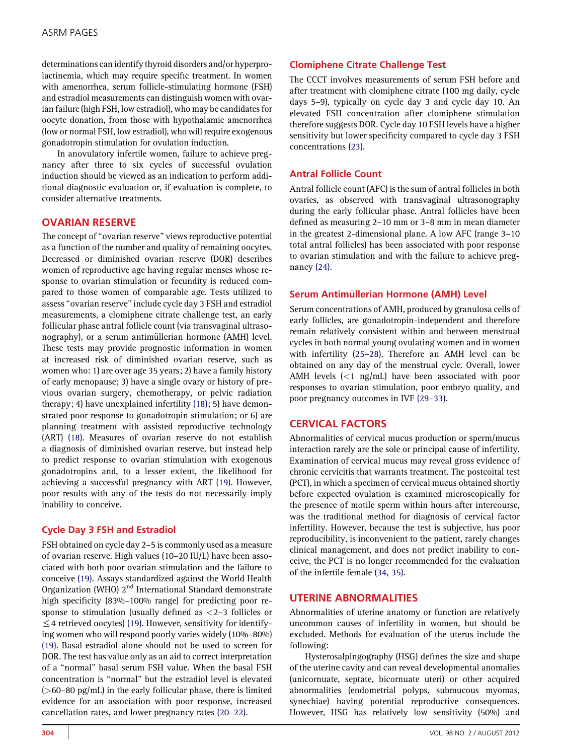determinations can identify thyroid disorders and/or hyperprolactinemia, which may require specific treatment. In women with amenorrhea, serum follicle-stimulating hormone (FSH) and estradiol measurements can distinguish women with ovarian failure (high FSH, low estradiol), who may be candidates for oocyte donation, from those with hypothalamic amenorrhea (low or normal FSH, low estradiol), who will require exogenous gonadotropin stimulation for ovulation induction.

In anovulatory infertile women, failure to achieve pregnancy after three to six cycles of successful ovulation induction should be viewed as an indication to perform additional diagnostic evaluation or, if evaluation is complete, to consider alternative treatments.

## OVARIAN RESERVE

The concept of "ovarian reserve" views reproductive potential as a function of the number and quality of remaining oocytes. Decreased or diminished ovarian reserve (DOR) describes women of reproductive age having regular menses whose response to ovarian stimulation or fecundity is reduced compared to those women of comparable age. Tests utilized to assess "ovarian reserve" include cycle day 3 FSH and estradiol measurements, a clomiphene citrate challenge test, an early follicular phase antral follicle count (via transvaginal ultrasonography), or a serum antimüllerian hormone (AMH) level. These tests may provide prognostic information in women at increased risk of diminished ovarian reserve, such as women who: 1) are over age 35 years; 2) have a family history of early menopause; 3) have a single ovary or history of previous ovarian surgery, chemotherapy, or pelvic radiation therapy; 4) have unexplained infertility (18); 5) have demonstrated poor response to gonadotropin stimulation; or 6) are planning treatment with assisted reproductive technology (ART) (18). Measures of ovarian reserve do not establish a diagnosis of diminished ovarian reserve, but instead help to predict response to ovarian stimulation with exogenous gonadotropins and, to a lesser extent, the likelihood for achieving a successful pregnancy with ART (19). However, poor results with any of the tests do not necessarily imply inability to conceive.

### Cycle Day 3 FSH and Estradiol

FSH obtained on cycle day 2–5 is commonly used as a measure of ovarian reserve. High values (10–20 IU/L) have been associated with both poor ovarian stimulation and the failure to conceive (19). Assays standardized against the World Health Organization (WHO) 2nd International Standard demonstrate high specificity (83%–100% range) for predicting poor response to stimulation (usually defined as $<$2–3 follicles or $\leq$4 retrieved oocytes) (19). However, sensitivity for identifying women who will respond poorly varies widely (10%–80%) (19). Basal estradiol alone should not be used to screen for DOR. The test has value only as an aid to correct interpretation of a "normal" basal serum FSH value. When the basal FSH concentration is "normal" but the estradiol level is elevated ($>$60–80 pg/mL) in the early follicular phase, there is limited evidence for an association with poor response, increased cancellation rates, and lower pregnancy rates (20–22).

### Clomiphene Citrate Challenge Test

The CCCT involves measurements of serum FSH before and after treatment with clomiphene citrate (100 mg daily, cycle days 5–9), typically on cycle day 3 and cycle day 10. An elevated FSH concentration after clomiphene stimulation therefore suggests DOR. Cycle day 10 FSH levels have a higher sensitivity but lower specificity compared to cycle day 3 FSH concentrations (23).

### Antral Follicle Count

Antral follicle count (AFC) is the sum of antral follicles in both ovaries, as observed with transvaginal ultrasonography during the early follicular phase. Antral follicles have been defined as measuring 2–10 mm or 3–8 mm in mean diameter in the greatest 2-dimensional plane. A low AFC (range 3–10 total antral follicles) has been associated with poor response to ovarian stimulation and with the failure to achieve pregnancy (24).

### Serum Antimüllerian Hormone (AMH) Level

Serum concentrations of AMH, produced by granulosa cells of early follicles, are gonadotropin-independent and therefore remain relatively consistent within and between menstrual cycles in both normal young ovulating women and in women with infertility (25–28). Therefore an AMH level can be obtained on any day of the menstrual cycle. Overall, lower AMH levels ($<$1 ng/mL) have been associated with poor responses to ovarian stimulation, poor embryo quality, and poor pregnancy outcomes in IVF (29–33).

## CERVICAL FACTORS

Abnormalities of cervical mucus production or sperm/mucus interaction rarely are the sole or principal cause of infertility. Examination of cervical mucus may reveal gross evidence of chronic cervicitis that warrants treatment. The postcoital test (PCT), in which a specimen of cervical mucus obtained shortly before expected ovulation is examined microscopically for the presence of motile sperm within hours after intercourse, was the traditional method for diagnosis of cervical factor infertility. However, because the test is subjective, has poor reproducibility, is inconvenient to the patient, rarely changes clinical management, and does not predict inability to conceive, the PCT is no longer recommended for the evaluation of the infertile female (34, 35).

## UTERINE ABNORMALITIES

Abnormalities of uterine anatomy or function are relatively uncommon causes of infertility in women, but should be excluded. Methods for evaluation of the uterus include the following:

Hysterosalpingography (HSG) defines the size and shape of the uterine cavity and can reveal developmental anomalies (unicornuate, septate, bicornuate uteri) or other acquired abnormalities (endometrial polyps, submucous myomas, synechiae) having potential reproductive consequences. However, HSG has relatively low sensitivity (50%) and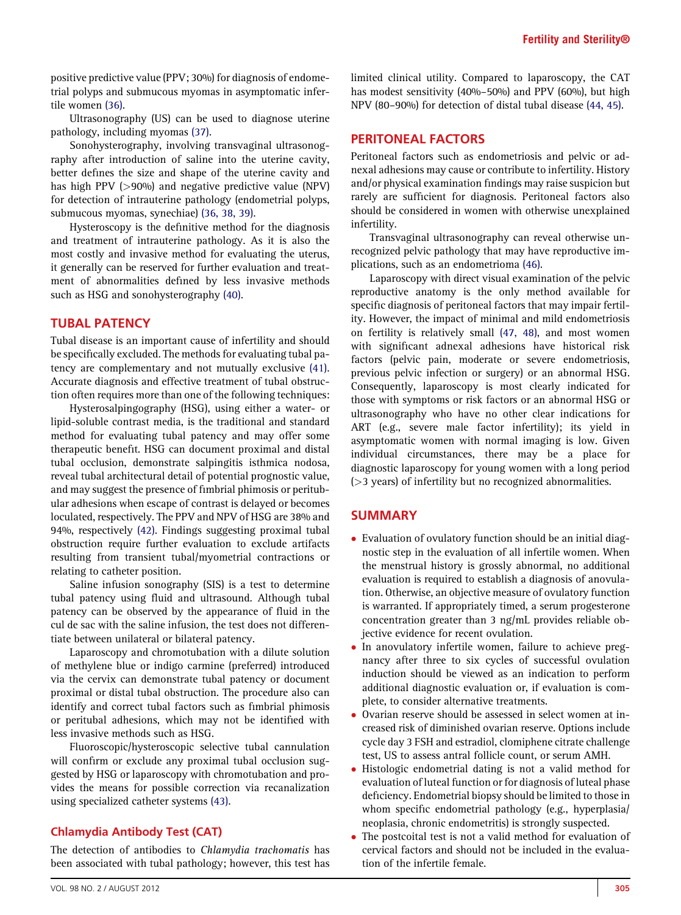positive predictive value (PPV; 30%) for diagnosis of endometrial polyps and submucous myomas in asymptomatic infertile women (36).

Ultrasonography (US) can be used to diagnose uterine pathology, including myomas (37).

Sonohysterography, involving transvaginal ultrasonography after introduction of saline into the uterine cavity, better defines the size and shape of the uterine cavity and has high PPV (>90%) and negative predictive value (NPV) for detection of intrauterine pathology (endometrial polyps, submucous myomas, synechiae) (36, 38, 39).

Hysteroscopy is the definitive method for the diagnosis and treatment of intrauterine pathology. As it is also the most costly and invasive method for evaluating the uterus, it generally can be reserved for further evaluation and treatment of abnormalities defined by less invasive methods such as HSG and sonohysterography (40).

## TUBAL PATENCY

Tubal disease is an important cause of infertility and should be specifically excluded. The methods for evaluating tubal patency are complementary and not mutually exclusive (41). Accurate diagnosis and effective treatment of tubal obstruction often requires more than one of the following techniques:

Hysterosalpingography (HSG), using either a water- or lipid-soluble contrast media, is the traditional and standard method for evaluating tubal patency and may offer some therapeutic benefit. HSG can document proximal and distal tubal occlusion, demonstrate salpingitis isthmica nodosa, reveal tubal architectural detail of potential prognostic value, and may suggest the presence of fimbrial phimosis or peritubular adhesions when escape of contrast is delayed or becomes loculated, respectively. The PPV and NPV of HSG are 38% and 94%, respectively (42). Findings suggesting proximal tubal obstruction require further evaluation to exclude artifacts resulting from transient tubal/myometrial contractions or relating to catheter position.

Saline infusion sonography (SIS) is a test to determine tubal patency using fluid and ultrasound. Although tubal patency can be observed by the appearance of fluid in the cul de sac with the saline infusion, the test does not differentiate between unilateral or bilateral patency.

Laparoscopy and chromotubation with a dilute solution of methylene blue or indigo carmine (preferred) introduced via the cervix can demonstrate tubal patency or document proximal or distal tubal obstruction. The procedure also can identify and correct tubal factors such as fimbrial phimosis or peritubal adhesions, which may not be identified with less invasive methods such as HSG.

Fluoroscopic/hysteroscopic selective tubal cannulation will confirm or exclude any proximal tubal occlusion suggested by HSG or laparoscopy with chromotubation and provides the means for possible correction via recanalization using specialized catheter systems (43).

### Chlamydia Antibody Test (CAT)

The detection of antibodies to *Chlamydia trachomatis* has been associated with tubal pathology; however, this test has limited clinical utility. Compared to laparoscopy, the CAT has modest sensitivity (40%–50%) and PPV (60%), but high NPV (80–90%) for detection of distal tubal disease (44, 45).

## PERITONEAL FACTORS

Peritoneal factors such as endometriosis and pelvic or adnexal adhesions may cause or contribute to infertility. History and/or physical examination findings may raise suspicion but rarely are sufficient for diagnosis. Peritoneal factors also should be considered in women with otherwise unexplained infertility.

Transvaginal ultrasonography can reveal otherwise unrecognized pelvic pathology that may have reproductive implications, such as an endometrioma (46).

Laparoscopy with direct visual examination of the pelvic reproductive anatomy is the only method available for specific diagnosis of peritoneal factors that may impair fertility. However, the impact of minimal and mild endometriosis on fertility is relatively small (47, 48), and most women with significant adnexal adhesions have historical risk factors (pelvic pain, moderate or severe endometriosis, previous pelvic infection or surgery) or an abnormal HSG. Consequently, laparoscopy is most clearly indicated for those with symptoms or risk factors or an abnormal HSG or ultrasonography who have no other clear indications for ART (e.g., severe male factor infertility); its yield in asymptomatic women with normal imaging is low. Given individual circumstances, there may be a place for diagnostic laparoscopy for young women with a long period (>3 years) of infertility but no recognized abnormalities.

## SUMMARY

- Evaluation of ovulatory function should be an initial diagnostic step in the evaluation of all infertile women. When the menstrual history is grossly abnormal, no additional evaluation is required to establish a diagnosis of anovulation. Otherwise, an objective measure of ovulatory function is warranted. If appropriately timed, a serum progesterone concentration greater than 3 ng/mL provides reliable objective evidence for recent ovulation.
- In anovulatory infertile women, failure to achieve pregnancy after three to six cycles of successful ovulation induction should be viewed as an indication to perform additional diagnostic evaluation or, if evaluation is complete, to consider alternative treatments.
- Ovarian reserve should be assessed in select women at increased risk of diminished ovarian reserve. Options include cycle day 3 FSH and estradiol, clomiphene citrate challenge test, US to assess antral follicle count, or serum AMH.
- Histologic endometrial dating is not a valid method for evaluation of luteal function or for diagnosis of luteal phase deficiency. Endometrial biopsy should be limited to those in whom specific endometrial pathology (e.g., hyperplasia/neoplasia, chronic endometritis) is strongly suspected.
- The postcoital test is not a valid method for evaluation of cervical factors and should not be included in the evaluation of the infertile female.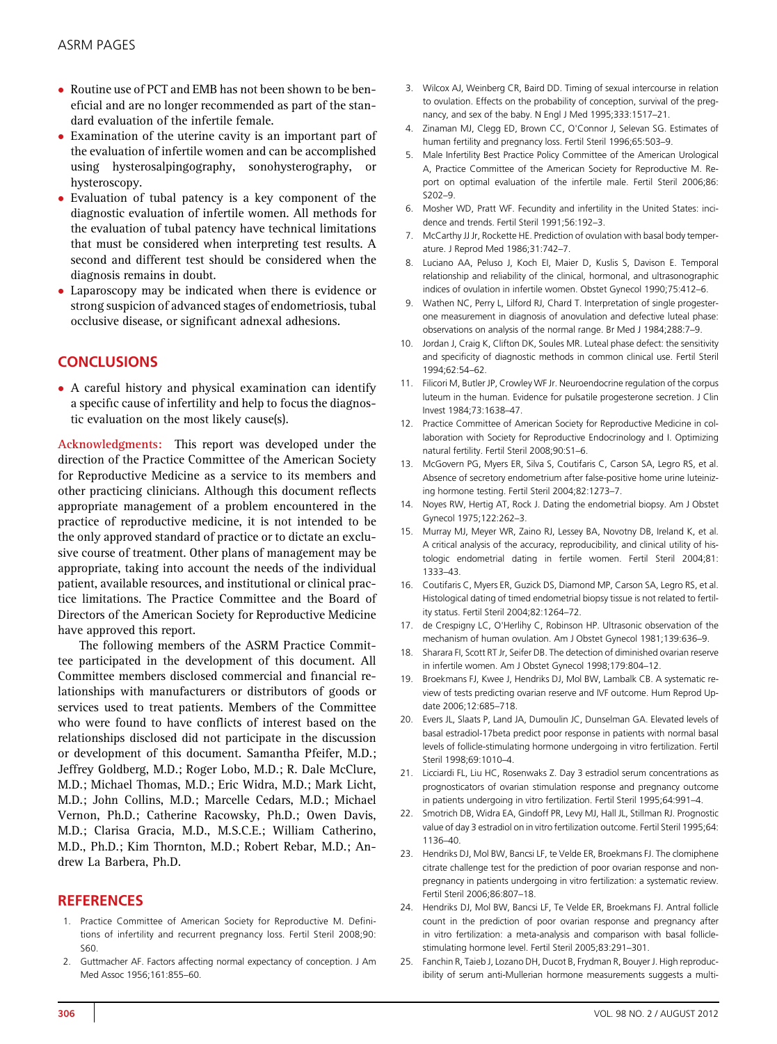- Routine use of PCT and EMB has not been shown to be beneficial and are no longer recommended as part of the standard evaluation of the infertile female.
- Examination of the uterine cavity is an important part of the evaluation of infertile women and can be accomplished using hysterosalpingography, sonohysterography, or hysteroscopy.
- Evaluation of tubal patency is a key component of the diagnostic evaluation of infertile women. All methods for the evaluation of tubal patency have technical limitations that must be considered when interpreting test results. A second and different test should be considered when the diagnosis remains in doubt.
- Laparoscopy may be indicated when there is evidence or strong suspicion of advanced stages of endometriosis, tubal occlusive disease, or significant adnexal adhesions.

## CONCLUSIONS

- A careful history and physical examination can identify a specific cause of infertility and help to focus the diagnostic evaluation on the most likely cause(s).

**Acknowledgments:** This report was developed under the direction of the Practice Committee of the American Society for Reproductive Medicine as a service to its members and other practicing clinicians. Although this document reflects appropriate management of a problem encountered in the practice of reproductive medicine, it is not intended to be the only approved standard of practice or to dictate an exclusive course of treatment. Other plans of management may be appropriate, taking into account the needs of the individual patient, available resources, and institutional or clinical practice limitations. The Practice Committee and the Board of Directors of the American Society for Reproductive Medicine have approved this report.

The following members of the ASRM Practice Committee participated in the development of this document. All Committee members disclosed commercial and financial relationships with manufacturers or distributors of goods or services used to treat patients. Members of the Committee who were found to have conflicts of interest based on the relationships disclosed did not participate in the discussion or development of this document. Samantha Pfeifer, M.D.; Jeffrey Goldberg, M.D.; Roger Lobo, M.D.; R. Dale McClure, M.D.; Michael Thomas, M.D.; Eric Widra, M.D.; Mark Licht, M.D.; John Collins, M.D.; Marcelle Cedars, M.D.; Michael Vernon, Ph.D.; Catherine Racowsky, Ph.D.; Owen Davis, M.D.; Clarisa Gracia, M.D., M.S.C.E.; William Catherino, M.D., Ph.D.; Kim Thornton, M.D.; Robert Rebar, M.D.; Andrew La Barbera, Ph.D.

## REFERENCES

1. Practice Committee of American Society for Reproductive M. Definitions of infertility and recurrent pregnancy loss. Fertil Steril 2008;90:S60.
2. Guttmacher AF. Factors affecting normal expectancy of conception. J Am Med Assoc 1956;161:855–60.
3. Wilcox AJ, Weinberg CR, Baird DD. Timing of sexual intercourse in relation to ovulation. Effects on the probability of conception, survival of the pregnancy, and sex of the baby. N Engl J Med 1995;333:1517–21.
4. Zinaman MJ, Clegg ED, Brown CC, O'Connor J, Selevan SG. Estimates of human fertility and pregnancy loss. Fertil Steril 1996;65:503–9.
5. Male Infertility Best Practice Policy Committee of the American Urological A, Practice Committee of the American Society for Reproductive M. Report on optimal evaluation of the infertile male. Fertil Steril 2006;86:S202–9.
6. Mosher WD, Pratt WF. Fecundity and infertility in the United States: incidence and trends. Fertil Steril 1991;56:192–3.
7. McCarthy JJ Jr, Rockette HE. Prediction of ovulation with basal body temperature. J Reprod Med 1986;31:742–7.
8. Luciano AA, Peluso J, Koch EI, Maier D, Kuslis S, Davison E. Temporal relationship and reliability of the clinical, hormonal, and ultrasonographic indices of ovulation in infertile women. Obstet Gynecol 1990;75:412–6.
9. Wathen NC, Perry L, Lilford RJ, Chard T. Interpretation of single progesterone measurement in diagnosis of anovulation and defective luteal phase: observations on analysis of the normal range. Br Med J 1984;288:7–9.
10. Jordan J, Craig K, Clifton DK, Soules MR. Luteal phase defect: the sensitivity and specificity of diagnostic methods in common clinical use. Fertil Steril 1994;62:54–62.
11. Filicori M, Butler JP, Crowley WF Jr. Neuroendocrine regulation of the corpus luteum in the human. Evidence for pulsatile progesterone secretion. J Clin Invest 1984;73:1638–47.
12. Practice Committee of American Society for Reproductive Medicine in collaboration with Society for Reproductive Endocrinology and I. Optimizing natural fertility. Fertil Steril 2008;90:S1–6.
13. McGovern PG, Myers ER, Silva S, Coutifaris C, Carson SA, Legro RS, et al. Absence of secretory endometrium after false-positive home urine luteinizing hormone testing. Fertil Steril 2004;82:1273–7.
14. Noyes RW, Hertig AT, Rock J. Dating the endometrial biopsy. Am J Obstet Gynecol 1975;122:262–3.
15. Murray MJ, Meyer WR, Zaino RJ, Lessey BA, Novotny DB, Ireland K, et al. A critical analysis of the accuracy, reproducibility, and clinical utility of histologic endometrial dating in fertile women. Fertil Steril 2004;81:1333–43.
16. Coutifaris C, Myers ER, Guzick DS, Diamond MP, Carson SA, Legro RS, et al. Histological dating of timed endometrial biopsy tissue is not related to fertility status. Fertil Steril 2004;82:1264–72.
17. de Crespigny LC, O'Herlihy C, Robinson HP. Ultrasonic observation of the mechanism of human ovulation. Am J Obstet Gynecol 1981;139:636–9.
18. Sharara FI, Scott RT Jr, Seifer DB. The detection of diminished ovarian reserve in infertile women. Am J Obstet Gynecol 1998;179:804–12.
19. Broekmans FJ, Kwee J, Hendriks DJ, Mol BW, Lambalk CB. A systematic review of tests predicting ovarian reserve and IVF outcome. Hum Reprod Update 2006;12:685–718.
20. Evers JL, Slaats P, Land JA, Dumoulin JC, Dunselman GA. Elevated levels of basal estradiol-17beta predict poor response in patients with normal basal levels of follicle-stimulating hormone undergoing in vitro fertilization. Fertil Steril 1998;69:1010–4.
21. Licciardi FL, Liu HC, Rosenwaks Z. Day 3 estradiol serum concentrations as prognosticators of ovarian stimulation response and pregnancy outcome in patients undergoing in vitro fertilization. Fertil Steril 1995;64:991–4.
22. Smotrich DB, Widra EA, Gindoff PR, Levy MJ, Hall JL, Stillman RJ. Prognostic value of day 3 estradiol on in vitro fertilization outcome. Fertil Steril 1995;64:1136–40.
23. Hendriks DJ, Mol BW, Bancsi LF, te Velde ER, Broekmans FJ. The clomiphene citrate challenge test for the prediction of poor ovarian response and nonpregnancy in patients undergoing in vitro fertilization: a systematic review. Fertil Steril 2006;86:807–18.
24. Hendriks DJ, Mol BW, Bancsi LF, Te Velde ER, Broekmans FJ. Antral follicle count in the prediction of poor ovarian response and pregnancy after in vitro fertilization: a meta-analysis and comparison with basal follicle-stimulating hormone level. Fertil Steril 2005;83:291–301.
25. Fanchin R, Taieb J, Lozano DH, Ducot B, Frydman R, Bouyer J. High reproducibility of serum anti-Mullerian hormone measurements suggests a multi-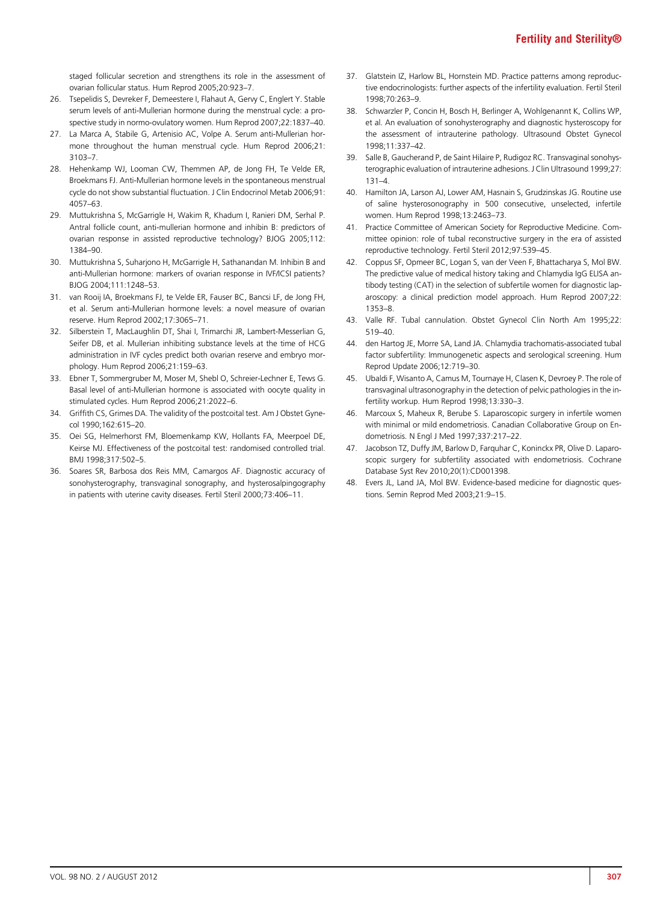staged follicular secretion and strengthens its role in the assessment of ovarian follicular status. Hum Reprod 2005;20:923–7.

26. Tsepelidis S, Devreker F, Demeestere I, Flahaut A, Gervy C, Englert Y. Stable serum levels of anti-Mullerian hormone during the menstrual cycle: a prospective study in normo-ovulatory women. Hum Reprod 2007;22:1837–40.
27. La Marca A, Stabile G, Artenisio AC, Volpe A. Serum anti-Mullerian hormone throughout the human menstrual cycle. Hum Reprod 2006;21: 3103–7.
28. Hehenkamp WJ, Looman CW, Themmen AP, de Jong FH, Te Velde ER, Broekmans FJ. Anti-Mullerian hormone levels in the spontaneous menstrual cycle do not show substantial fluctuation. J Clin Endocrinol Metab 2006;91: 4057–63.
29. Muttukrishna S, McGarrigle H, Wakim R, Khadum I, Ranieri DM, Serhal P. Antral follicle count, anti-mullerian hormone and inhibin B: predictors of ovarian response in assisted reproductive technology? BJOG 2005;112: 1384–90.
30. Muttukrishna S, Suharjono H, McGarrigle H, Sathanandan M. Inhibin B and anti-Mullerian hormone: markers of ovarian response in IVF/ICSI patients? BJOG 2004;111:1248–53.
31. van Rooij IA, Broekmans FJ, te Velde ER, Fauser BC, Bancsi LF, de Jong FH, et al. Serum anti-Mullerian hormone levels: a novel measure of ovarian reserve. Hum Reprod 2002;17:3065–71.
32. Silberstein T, MacLaughlin DT, Shai I, Trimarchi JR, Lambert-Messerlian G, Seifer DB, et al. Mullerian inhibiting substance levels at the time of HCG administration in IVF cycles predict both ovarian reserve and embryo morphology. Hum Reprod 2006;21:159–63.
33. Ebner T, Sommergruber M, Moser M, Shebl O, Schreier-Lechner E, Tews G. Basal level of anti-Mullerian hormone is associated with oocyte quality in stimulated cycles. Hum Reprod 2006;21:2022–6.
34. Griffith CS, Grimes DA. The validity of the postcoital test. Am J Obstet Gynecol 1990;162:615–20.
35. Oei SG, Helmerhorst FM, Bloemenkamp KW, Hollants FA, Meerpoel DE, Keirse MJ. Effectiveness of the postcoital test: randomised controlled trial. BMJ 1998;317:502–5.
36. Soares SR, Barbosa dos Reis MM, Camargos AF. Diagnostic accuracy of sonohysterography, transvaginal sonography, and hysterosalpingography in patients with uterine cavity diseases. Fertil Steril 2000;73:406–11.
37. Glatstein IZ, Harlow BL, Hornstein MD. Practice patterns among reproductive endocrinologists: further aspects of the infertility evaluation. Fertil Steril 1998;70:263–9.
38. Schwarzler P, Concin H, Bosch H, Berlinger A, Wohlgenannt K, Collins WP, et al. An evaluation of sonohysterography and diagnostic hysteroscopy for the assessment of intrauterine pathology. Ultrasound Obstet Gynecol 1998;11:337–42.
39. Salle B, Gaucherand P, de Saint Hilaire P, Rudigoz RC. Transvaginal sonohysterographic evaluation of intrauterine adhesions. J Clin Ultrasound 1999;27: 131–4.
40. Hamilton JA, Larson AJ, Lower AM, Hasnain S, Grudzinskas JG. Routine use of saline hysterosonography in 500 consecutive, unselected, infertile women. Hum Reprod 1998;13:2463–73.
41. Practice Committee of American Society for Reproductive Medicine. Committee opinion: role of tubal reconstructive surgery in the era of assisted reproductive technology. Fertil Steril 2012;97:539–45.
42. Coppus SF, Opmeer BC, Logan S, van der Veen F, Bhattacharya S, Mol BW. The predictive value of medical history taking and Chlamydia IgG ELISA antibody testing (CAT) in the selection of subfertile women for diagnostic laparoscopy: a clinical prediction model approach. Hum Reprod 2007;22: 1353–8.
43. Valle RF. Tubal cannulation. Obstet Gynecol Clin North Am 1995;22: 519–40.
44. den Hartog JE, Morre SA, Land JA. Chlamydia trachomatis-associated tubal factor subfertility: Immunogenetic aspects and serological screening. Hum Reprod Update 2006;12:719–30.
45. Ubaldi F, Wisanto A, Camus M, Tournaye H, Clasen K, Devroey P. The role of transvaginal ultrasonography in the detection of pelvic pathologies in the infertility workup. Hum Reprod 1998;13:330–3.
46. Marcoux S, Maheux R, Berube S. Laparoscopic surgery in infertile women with minimal or mild endometriosis. Canadian Collaborative Group on Endometriosis. N Engl J Med 1997;337:217–22.
47. Jacobson TZ, Duffy JM, Barlow D, Farquhar C, Koninckx PR, Olive D. Laparoscopic surgery for subfertility associated with endometriosis. Cochrane Database Syst Rev 2010;20(1):CD001398.
48. Evers JL, Land JA, Mol BW. Evidence-based medicine for diagnostic questions. Semin Reprod Med 2003;21:9–15.